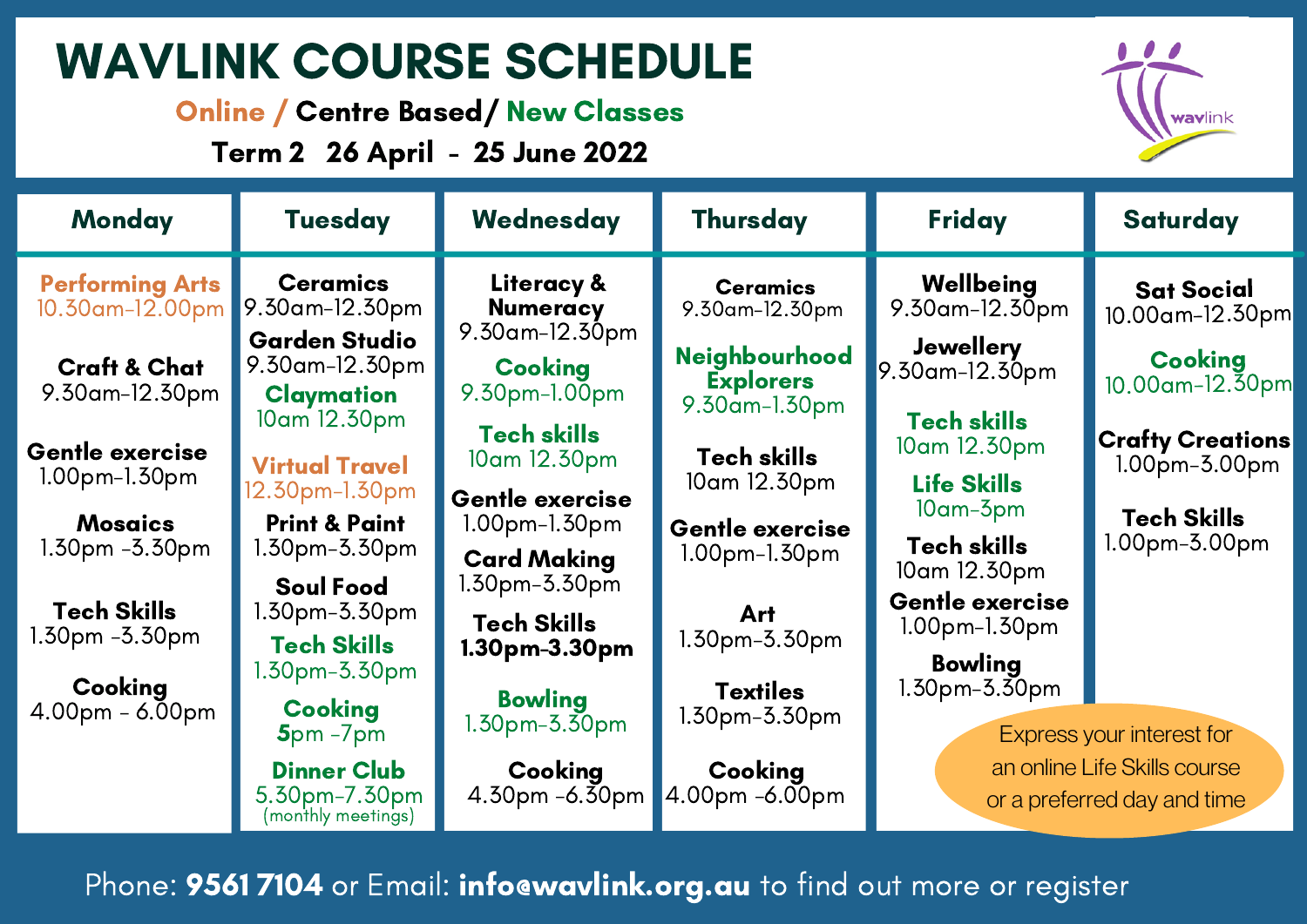# WAVLINK COURSE SCHEDULE

**Online / Centre Based / New Classes**

**Term 2 26 April - 25 June 2022**

| Monday | Tuesday | Wednesday | Thursday | Friday | Saturday |
|---|---|---|---|---|---|
| **Performing Arts** 10.30am-12.00pm | **Ceramics** 9.30am-12.30pm | **Literacy & Numeracy** 9.30am-12.30pm | **Ceramics** 9.30am-12.30pm | **Wellbeing** 9.30am-12.30pm | **Sat Social** 10.00am-12.30pm |
| **Craft & Chat** 9.30am-12.30pm | **Garden Studio** 9.30am-12.30pm | **Cooking** 9.30pm-1.00pm | **Neighbourhood Explorers** 9.30am-1.30pm | **Jewellery** 9.30am-12.30pm | **Cooking** 10.00am-12.30pm |
| **Gentle exercise** 1.00pm-1.30pm | **Claymation** 10am 12.30pm | **Tech skills** 10am 12.30pm | **Tech skills** 10am 12.30pm | **Tech skills** 10am 12.30pm | **Crafty Creations** 1.00pm-3.00pm |
| **Mosaics** 1.30pm -3.30pm | **Virtual Travel** 12.30pm-1.30pm | **Gentle exercise** 1.00pm-1.30pm | **Gentle exercise** 1.00pm-1.30pm | **Life Skills** 10am-3pm | **Tech Skills** 1.00pm-3.00pm |
| **Tech Skills** 1.30pm -3.30pm | **Print & Paint** 1.30pm-3.30pm | **Card Making** 1.30pm-3.30pm | **Art** 1.30pm-3.30pm | **Tech skills** 10am 12.30pm | |
| **Cooking** 4.00pm - 6.00pm | **Soul Food** 1.30pm-3.30pm | **Tech Skills** 1.30pm-3.30pm | **Textiles** 1.30pm-3.30pm | **Gentle exercise** 1.00pm-1.30pm | |
| | **Tech Skills** 1.30pm-3.30pm | **Bowling** 1.30pm-3.30pm | **Cooking** 4.00pm -6.00pm | **Bowling** 1.30pm-3.30pm | |
| | **Cooking** 5pm -7pm | **Cooking** 4.30pm -6.30pm | | | |
| | **Dinner Club** 5.30pm-7.30pm (monthly meetings) | | | | |

Express your interest for an online Life Skills course or a preferred day and time

Phone: **9561 7104** or Email: **info@wavlink.org.au** to find out more or register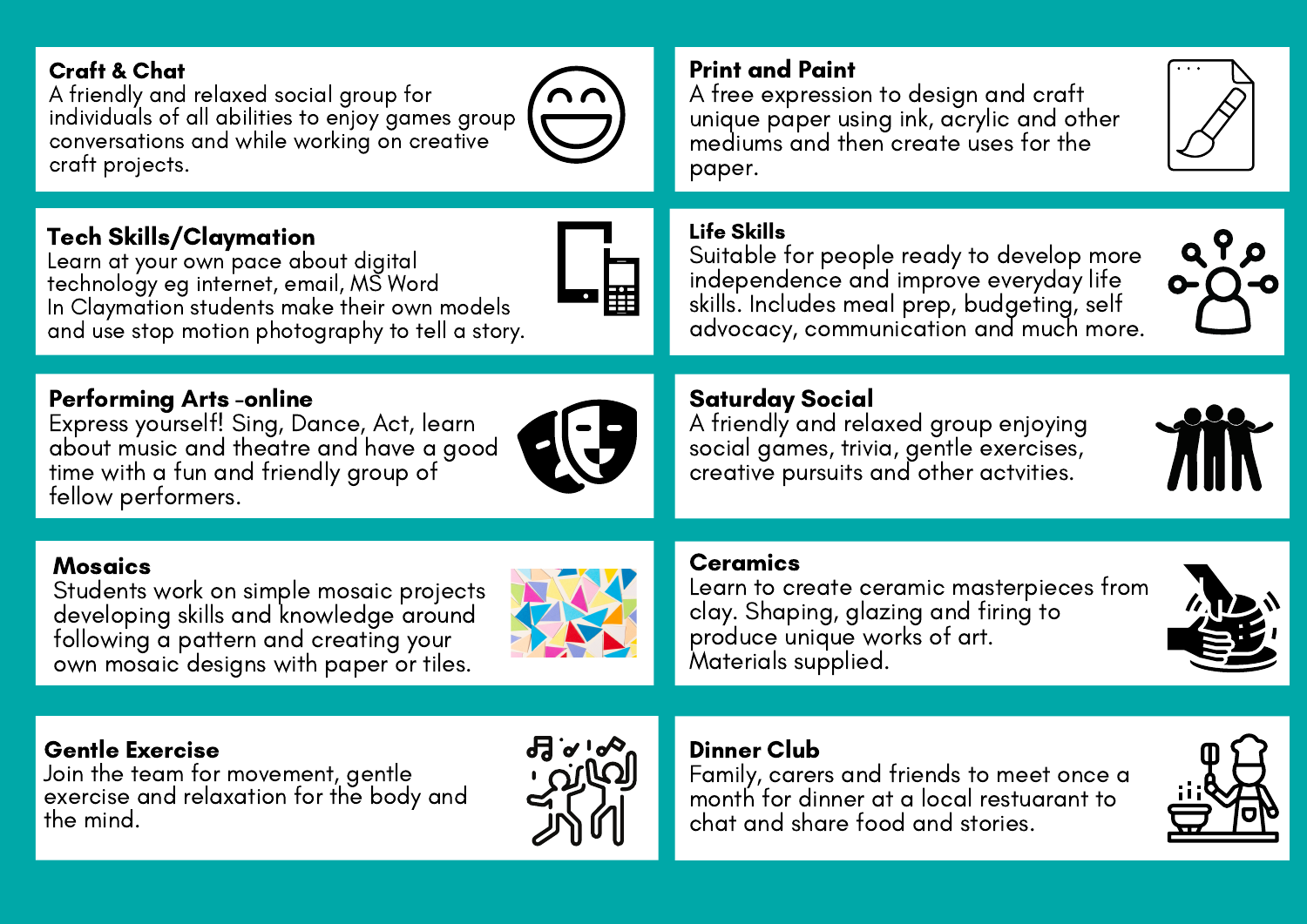## Craft & Chat

A friendly and relaxed social group for individuals of all abilities to enjoy games group conversations and while working on creative craft projects.

## Print and Paint

A free expression to design and craft unique paper using ink, acrylic and other mediums and then create uses for the paper.

## Tech Skills/Claymation

Learn at your own pace about digital technology eg internet, email, MS Word
In Claymation students make their own models and use stop motion photography to tell a story.

## Life Skills

Suitable for people ready to develop more independence and improve everyday life skills. Includes meal prep, budgeting, self advocacy, communication and much more.

## Performing Arts -online

Express yourself! Sing, Dance, Act, learn about music and theatre and have a good time with a fun and friendly group of fellow performers.

## Saturday Social

A friendly and relaxed group enjoying social games, trivia, gentle exercises, creative pursuits and other actvities.

## Mosaics

Students work on simple mosaic projects developing skills and knowledge around following a pattern and creating your own mosaic designs with paper or tiles.

## Ceramics

Learn to create ceramic masterpieces from clay. Shaping, glazing and firing to produce unique works of art.
Materials supplied.

## Gentle Exercise

Join the team for movement, gentle exercise and relaxation for the body and the mind.

## Dinner Club

Family, carers and friends to meet once a month for dinner at a local restuarant to chat and share food and stories.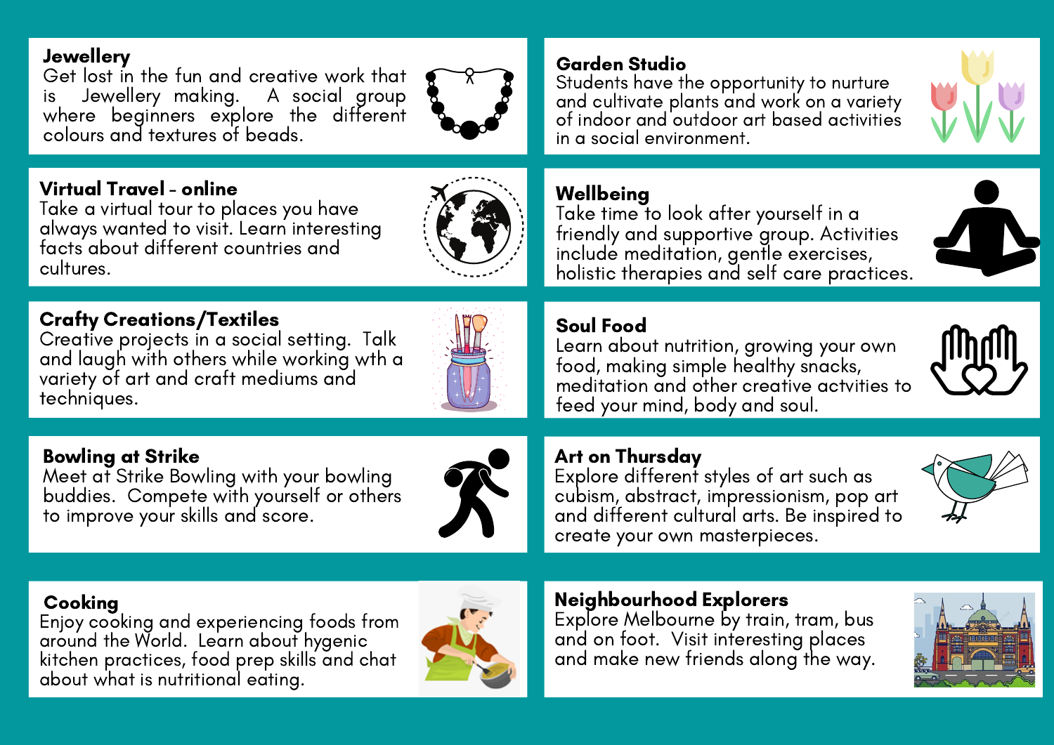## Jewellery

Get lost in the fun and creative work that is Jewellery making. A social group where beginners explore the different colours and textures of beads.

## Virtual Travel - online

Take a virtual tour to places you have always wanted to visit. Learn interesting facts about different countries and cultures.

## Crafty Creations/Textiles

Creative projects in a social setting. Talk and laugh with others while working wth a variety of art and craft mediums and techniques.

## Bowling at Strike

Meet at Strike Bowling with your bowling buddies. Compete with yourself or others to improve your skills and score.

## Cooking

Enjoy cooking and experiencing foods from around the World. Learn about hygenic kitchen practices, food prep skills and chat about what is nutritional eating.

## Garden Studio

Students have the opportunity to nurture and cultivate plants and work on a variety of indoor and outdoor art based activities in a social environment.

## Wellbeing

Take time to look after yourself in a friendly and supportive group. Activities include meditation, gentle exercises, holistic therapies and self care practices.

## Soul Food

Learn about nutrition, growing your own food, making simple healthy snacks, meditation and other creative actvities to feed your mind, body and soul.

## Art on Thursday

Explore different styles of art such as cubism, abstract, impressionism, pop art and different cultural arts. Be inspired to create your own masterpieces.

## Neighbourhood Explorers

Explore Melbourne by train, tram, bus and on foot. Visit interesting places and make new friends along the way.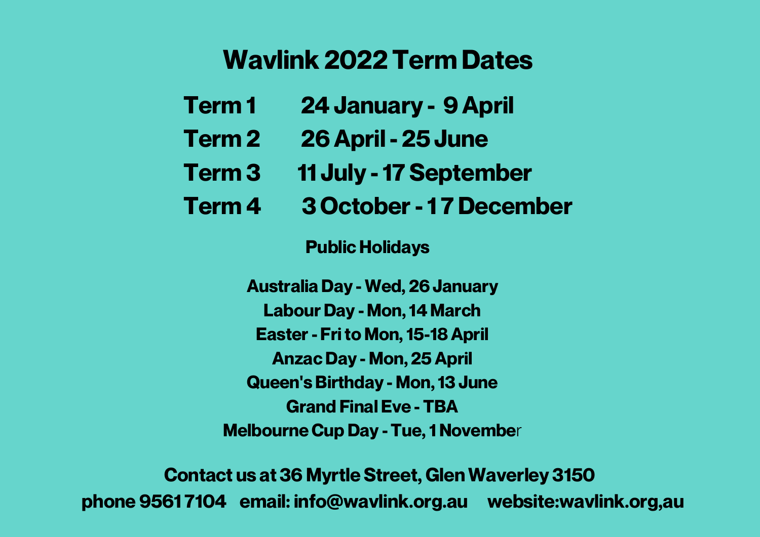# Wavlink 2022 Term Dates

| | |
|---|---|
| **Term 1** | **24 January - 9 April** |
| **Term 2** | **26 April - 25 June** |
| **Term 3** | **11 July - 17 September** |
| **Term 4** | **3 October - 17 December** |

## Public Holidays

**Australia Day - Wed, 26 January**

**Labour Day - Mon, 14 March**

**Easter - Fri to Mon, 15-18 April**

**Anzac Day - Mon, 25 April**

**Queen's Birthday - Mon, 13 June**

**Grand Final Eve - TBA**

**Melbourne Cup Day - Tue, 1 November**

**Contact us at 36 Myrtle Street, Glen Waverley 3150**

**phone 9561 7104 email: info@wavlink.org.au website:wavlink.org,au**